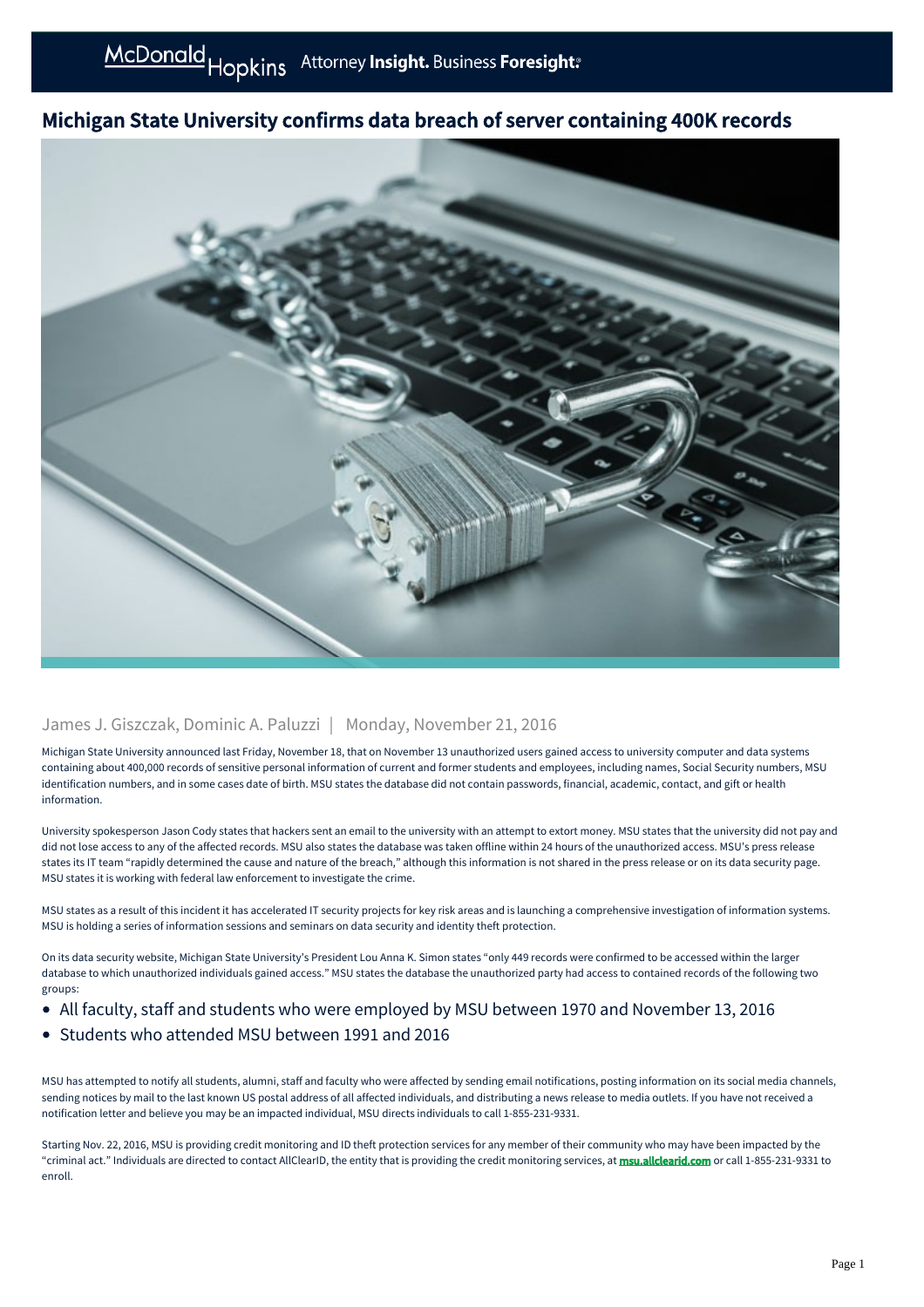# Michigan State University confirms data breach of server containing 400K records

James J. Giszczak, Dominic A. Paluzzi | Monday, November 21, 2016

Michigan State University announced last Friday, November 18, that on November 13 unauthorized users gained access to university computer and data systems containing about 400,000 records of sensitive personal information of current and former students and employees, including names, Social Security numbers, MSU identification numbers, and in some cases date of birth. MSU states the database did not contain passwords, financial, academic, contact, and gift or health information.

University spokesperson Jason Cody states that hackers sent an email to the university with an attempt to extort money. MSU states that the university did not pay and did not lose access to any of the affected records. MSU also states the database was taken offline within 24 hours of the unauthorized access. MSU's press release states its IT team "rapidly determined the cause and nature of the breach," although this information is not shared in the press release or on its data security page. MSU states it is working with federal law enforcement to investigate the crime.

MSU states as a result of this incident it has accelerated IT security projects for key risk areas and is launching a comprehensive investigation of information systems. MSU is holding a series of information sessions and seminars on data security and identity theft protection.

On its data security website, Michigan State University's President Lou Anna K. Simon states "only 449 records were confirmed to be accessed within the larger database to which unauthorized individuals gained access." MSU states the database the unauthorized party had access to contained records of the following two groups:

- All faculty, staff and students who were employed by MSU between 1970 and November 13, 2016
- Students who attended MSU between 1991 and 2016

MSU has attempted to notify all students, alumni, staff and faculty who were affected by sending email notifications, posting information on its social media channels, sending notices by mail to the last known US postal address of all affected individuals, and distributing a news release to media outlets. If you have not received a notification letter and believe you may be an impacted individual, MSU directs individuals to call 1-855-231-9331.

Starting Nov. 22, 2016, MSU is providing credit monitoring and ID theft protection services for any member of their community who may have been impacted by the "criminal act." Individuals are directed to contact AllClearID, the entity that is providing the credit monitoring services, at **msu.allclearid.com** or call 1-855-231-9331 to enroll.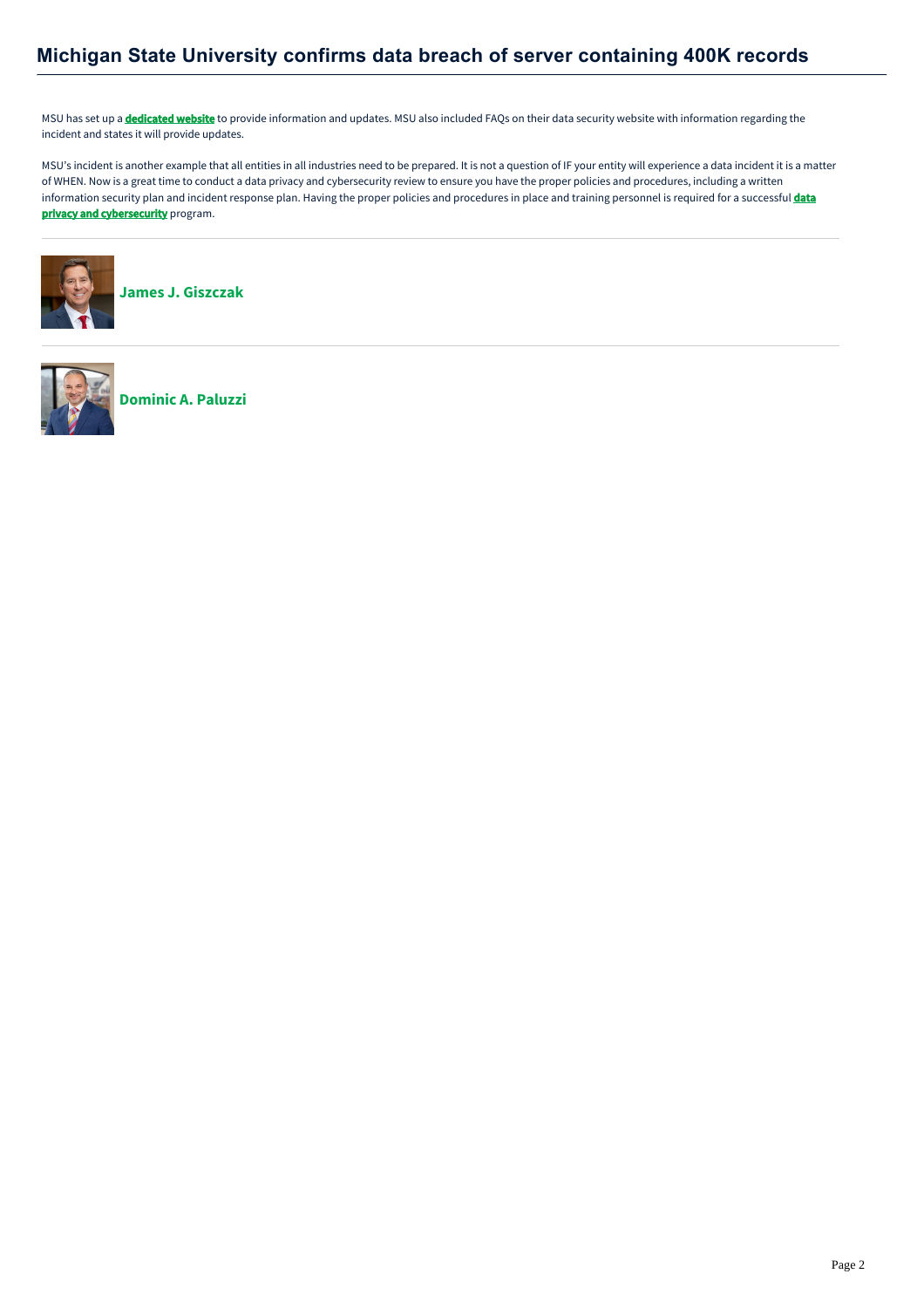MSU has set up a **dedicated website** to provide information and updates. MSU also included FAQs on their data security website with information regarding the incident and states it will provide updates.

MSU's incident is another example that all entities in all industries need to be prepared. It is not a question of IF your entity will experience a data incident it is a matter of WHEN. Now is a great time to conduct a data privacy and cybersecurity review to ensure you have the proper policies and procedures, including a written information security plan and incident response plan. Having the proper policies and procedures in place and training personnel is required for a successful **data privacy and cybersecurity** program.

---

**James J. Giszczak**

---

**Dominic A. Paluzzi**